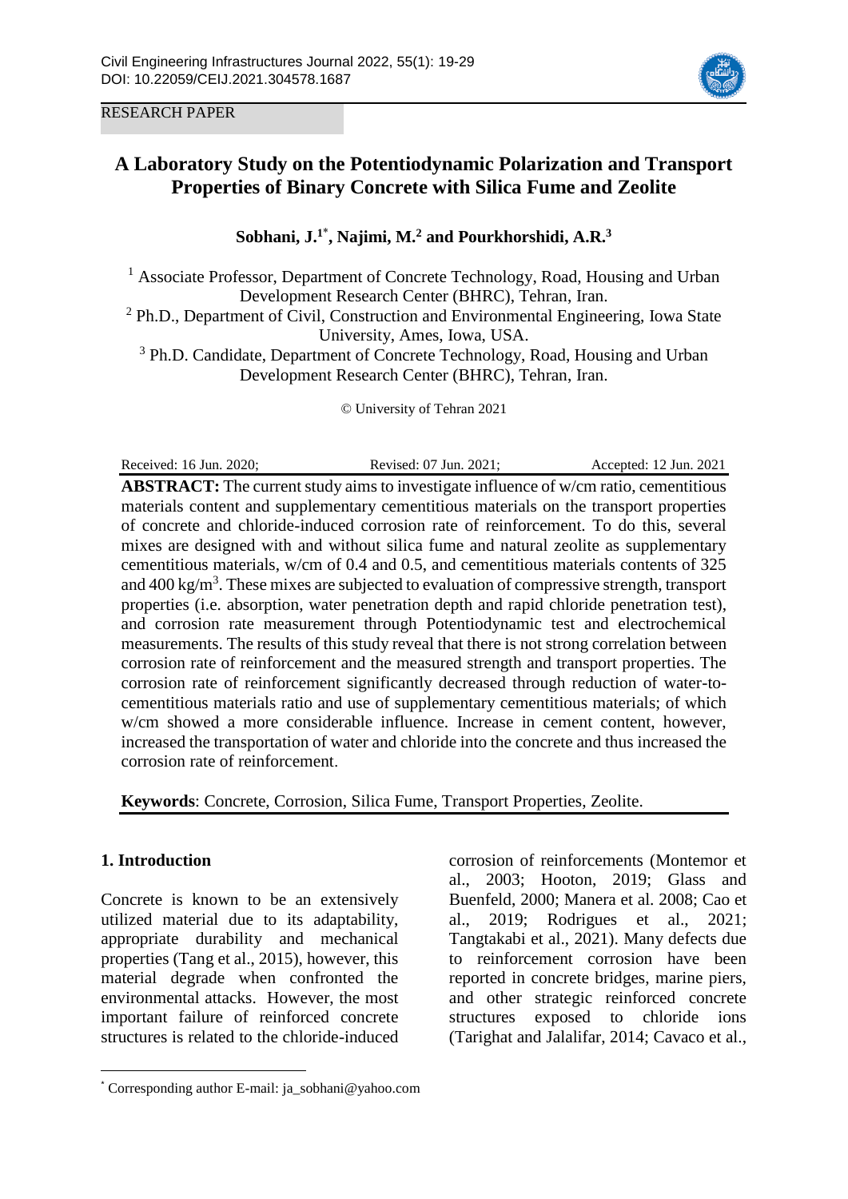RESEARCH PAPER

# A Laboratory Study on the Potentiodynamic Polarization and Transport Properties of Binary Concrete with Silica Fume and Zeolite

**Sobhani, J.[1*], Najimi, M.[2] and Pourkhorshidi, A.R.[3]**

[1] Associate Professor, Department of Concrete Technology, Road, Housing and Urban Development Research Center (BHRC), Tehran, Iran.
[2] Ph.D., Department of Civil, Construction and Environmental Engineering, Iowa State University, Ames, Iowa, USA.
[3] Ph.D. Candidate, Department of Concrete Technology, Road, Housing and Urban Development Research Center (BHRC), Tehran, Iran.

© University of Tehran 2021

Received: 16 Jun. 2020; Revised: 07 Jun. 2021; Accepted: 12 Jun. 2021

**ABSTRACT:** The current study aims to investigate influence of w/cm ratio, cementitious materials content and supplementary cementitious materials on the transport properties of concrete and chloride-induced corrosion rate of reinforcement. To do this, several mixes are designed with and without silica fume and natural zeolite as supplementary cementitious materials, w/cm of 0.4 and 0.5, and cementitious materials contents of 325 and 400 kg/m$^3$. These mixes are subjected to evaluation of compressive strength, transport properties (i.e. absorption, water penetration depth and rapid chloride penetration test), and corrosion rate measurement through Potentiodynamic test and electrochemical measurements. The results of this study reveal that there is not strong correlation between corrosion rate of reinforcement and the measured strength and transport properties. The corrosion rate of reinforcement significantly decreased through reduction of water-to-cementitious materials ratio and use of supplementary cementitious materials; of which w/cm showed a more considerable influence. Increase in cement content, however, increased the transportation of water and chloride into the concrete and thus increased the corrosion rate of reinforcement.

**Keywords**: Concrete, Corrosion, Silica Fume, Transport Properties, Zeolite.

## 1. Introduction

Concrete is known to be an extensively utilized material due to its adaptability, appropriate durability and mechanical properties (Tang et al., 2015), however, this material degrade when confronted the environmental attacks. However, the most important failure of reinforced concrete structures is related to the chloride-induced corrosion of reinforcements (Montemor et al., 2003; Hooton, 2019; Glass and Buenfeld, 2000; Manera et al. 2008; Cao et al., 2019; Rodrigues et al., 2021; Tangtakabi et al., 2021). Many defects due to reinforcement corrosion have been reported in concrete bridges, marine piers, and other strategic reinforced concrete structures exposed to chloride ions (Tarighat and Jalalifar, 2014; Cavaco et al.,

[*] Corresponding author E-mail: ja_sobhani@yahoo.com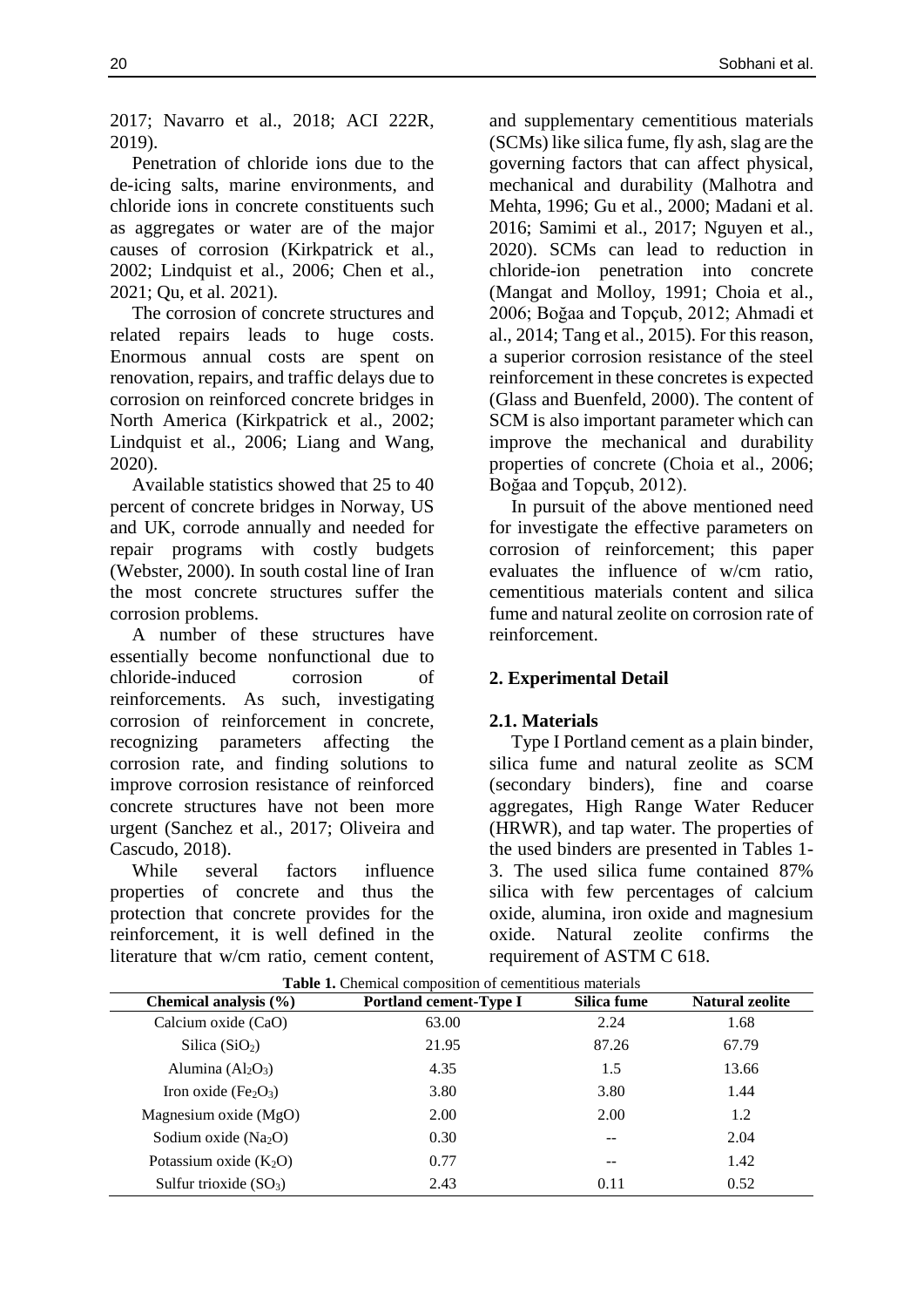2017; Navarro et al., 2018; ACI 222R, 2019).

Penetration of chloride ions due to the de-icing salts, marine environments, and chloride ions in concrete constituents such as aggregates or water are of the major causes of corrosion (Kirkpatrick et al., 2002; Lindquist et al., 2006; Chen et al., 2021; Qu, et al. 2021).

The corrosion of concrete structures and related repairs leads to huge costs. Enormous annual costs are spent on renovation, repairs, and traffic delays due to corrosion on reinforced concrete bridges in North America (Kirkpatrick et al., 2002; Lindquist et al., 2006; Liang and Wang, 2020).

Available statistics showed that 25 to 40 percent of concrete bridges in Norway, US and UK, corrode annually and needed for repair programs with costly budgets (Webster, 2000). In south costal line of Iran the most concrete structures suffer the corrosion problems.

A number of these structures have essentially become nonfunctional due to chloride-induced corrosion of reinforcements. As such, investigating corrosion of reinforcement in concrete, recognizing parameters affecting the corrosion rate, and finding solutions to improve corrosion resistance of reinforced concrete structures have not been more urgent (Sanchez et al., 2017; Oliveira and Cascudo, 2018).

While several factors influence properties of concrete and thus the protection that concrete provides for the reinforcement, it is well defined in the literature that w/cm ratio, cement content, and supplementary cementitious materials (SCMs) like silica fume, fly ash, slag are the governing factors that can affect physical, mechanical and durability (Malhotra and Mehta, 1996; Gu et al., 2000; Madani et al. 2016; Samimi et al., 2017; Nguyen et al., 2020). SCMs can lead to reduction in chloride-ion penetration into concrete (Mangat and Molloy, 1991; Choia et al., 2006; Boğaa and Topçub, 2012; Ahmadi et al., 2014; Tang et al., 2015). For this reason, a superior corrosion resistance of the steel reinforcement in these concretes is expected (Glass and Buenfeld, 2000). The content of SCM is also important parameter which can improve the mechanical and durability properties of concrete (Choia et al., 2006; Boğaa and Topçub, 2012).

In pursuit of the above mentioned need for investigate the effective parameters on corrosion of reinforcement; this paper evaluates the influence of w/cm ratio, cementitious materials content and silica fume and natural zeolite on corrosion rate of reinforcement.

## 2. Experimental Detail

### 2.1. Materials

Type I Portland cement as a plain binder, silica fume and natural zeolite as SCM (secondary binders), fine and coarse aggregates, High Range Water Reducer (HRWR), and tap water. The properties of the used binders are presented in Tables 1-3. The used silica fume contained 87% silica with few percentages of calcium oxide, alumina, iron oxide and magnesium oxide. Natural zeolite confirms the requirement of ASTM C 618.

**Table 1.** Chemical composition of cementitious materials

| Chemical analysis (%) | Portland cement-Type I | Silica fume | Natural zeolite |
|---|---|---|---|
| Calcium oxide (CaO) | 63.00 | 2.24 | 1.68 |
| Silica ($SiO_2$) | 21.95 | 87.26 | 67.79 |
| Alumina ($Al_2O_3$) | 4.35 | 1.5 | 13.66 |
| Iron oxide ($Fe_2O_3$) | 3.80 | 3.80 | 1.44 |
| Magnesium oxide (MgO) | 2.00 | 2.00 | 1.2 |
| Sodium oxide ($Na_2O$) | 0.30 | -- | 2.04 |
| Potassium oxide ($K_2O$) | 0.77 | -- | 1.42 |
| Sulfur trioxide ($SO_3$) | 2.43 | 0.11 | 0.52 |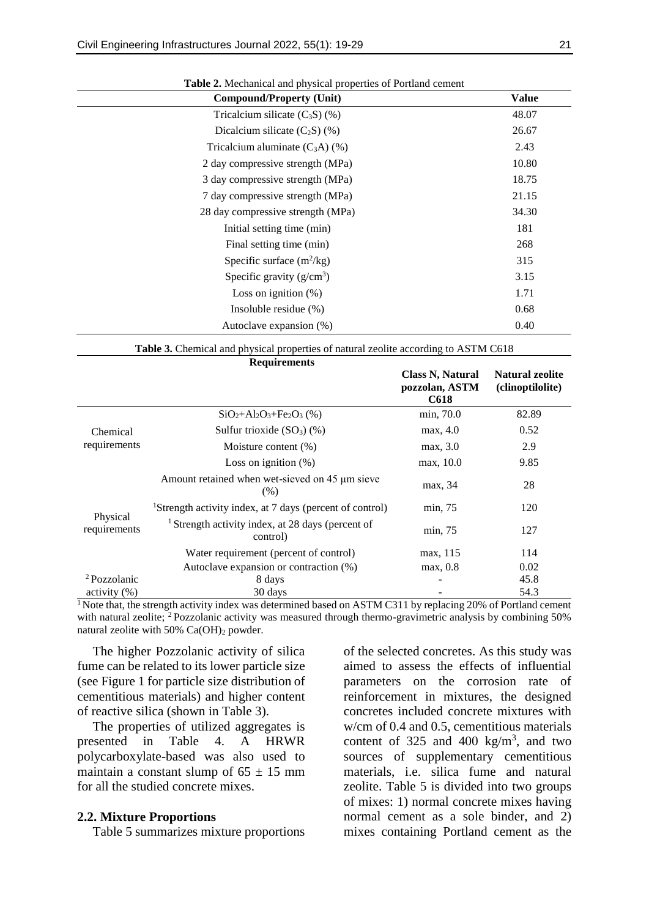**Table 2.** Mechanical and physical properties of Portland cement

| Compound/Property (Unit) | Value |
|---|---|
| Tricalcium silicate ($C_3S$) (%) | 48.07 |
| Dicalcium silicate ($C_2S$) (%) | 26.67 |
| Tricalcium aluminate ($C_3A$) (%) | 2.43 |
| 2 day compressive strength (MPa) | 10.80 |
| 3 day compressive strength (MPa) | 18.75 |
| 7 day compressive strength (MPa) | 21.15 |
| 28 day compressive strength (MPa) | 34.30 |
| Initial setting time (min) | 181 |
| Final setting time (min) | 268 |
| Specific surface ($m^2/kg$) | 315 |
| Specific gravity ($g/cm^3$) | 3.15 |
| Loss on ignition (%) | 1.71 |
| Insoluble residue (%) | 0.68 |
| Autoclave expansion (%) | 0.40 |

**Table 3.** Chemical and physical properties of natural zeolite according to ASTM C618

| Requirements | | Class N, Natural pozzolan, ASTM C618 | Natural zeolite (clinoptilolite) |
|---|---|---|---|
| Chemical requirements | $SiO_2+Al_2O_3+Fe_2O_3$ (%) | min, 70.0 | 82.89 |
| | Sulfur trioxide ($SO_3$) (%) | max, 4.0 | 0.52 |
| | Moisture content (%) | max, 3.0 | 2.9 |
| | Loss on ignition (%) | max, 10.0 | 9.85 |
| Physical requirements | Amount retained when wet-sieved on 45 µm sieve (%) | max, 34 | 28 |
| | [1]Strength activity index, at 7 days (percent of control) | min, 75 | 120 |
| | [1] Strength activity index, at 28 days (percent of control) | min, 75 | 127 |
| | Water requirement (percent of control) | max, 115 | 114 |
| | Autoclave expansion or contraction (%) | max, 0.8 | 0.02 |
| [2] Pozzolanic activity (%) | 8 days | - | 45.8 |
| | 30 days | - | 54.3 |

[1] Note that, the strength activity index was determined based on ASTM C311 by replacing 20% of Portland cement with natural zeolite; [2] Pozzolanic activity was measured through thermo-gravimetric analysis by combining 50% natural zeolite with 50% $Ca(OH)_2$ powder.

The higher Pozzolanic activity of silica fume can be related to its lower particle size (see Figure 1 for particle size distribution of cementitious materials) and higher content of reactive silica (shown in Table 3).

The properties of utilized aggregates is presented in Table 4. A HRWR polycarboxylate-based was also used to maintain a constant slump of $65 \pm 15$ mm for all the studied concrete mixes.

## 2.2. Mixture Proportions

Table 5 summarizes mixture proportions of the selected concretes. As this study was aimed to assess the effects of influential parameters on the corrosion rate of reinforcement in mixtures, the designed concretes included concrete mixtures with w/cm of 0.4 and 0.5, cementitious materials content of 325 and 400 $kg/m^3$, and two sources of supplementary cementitious materials, i.e. silica fume and natural zeolite. Table 5 is divided into two groups of mixes: 1) normal concrete mixes having normal cement as a sole binder, and 2) mixes containing Portland cement as the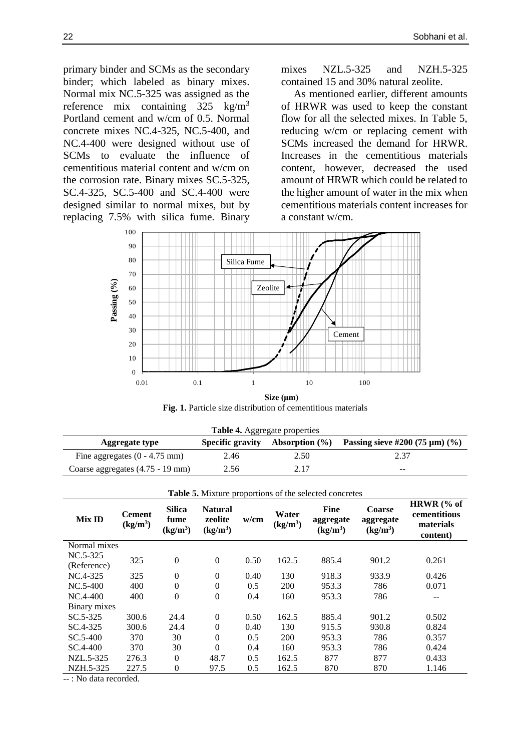primary binder and SCMs as the secondary binder; which labeled as binary mixes. Normal mix NC.5-325 was assigned as the reference mix containing 325 kg/m$^3$ Portland cement and w/cm of 0.5. Normal concrete mixes NC.4-325, NC.5-400, and NC.4-400 were designed without use of SCMs to evaluate the influence of cementitious material content and w/cm on the corrosion rate. Binary mixes SC.5-325, SC.4-325, SC.5-400 and SC.4-400 were designed similar to normal mixes, but by replacing 7.5% with silica fume. Binary mixes NZL.5-325 and NZH.5-325 contained 15 and 30% natural zeolite.

As mentioned earlier, different amounts of HRWR was used to keep the constant flow for all the selected mixes. In Table 5, reducing w/cm or replacing cement with SCMs increased the demand for HRWR. Increases in the cementitious materials content, however, decreased the used amount of HRWR which could be related to the higher amount of water in the mix when cementitious materials content increases for a constant w/cm.

**Fig. 1.** Particle size distribution of cementitious materials

**Table 4.** Aggregate properties

| Aggregate type | Specific gravity | Absorption (%) | Passing sieve #200 (75 μm) (%) |
|---|---|---|---|
| Fine aggregates (0 - 4.75 mm) | 2.46 | 2.50 | 2.37 |
| Coarse aggregates (4.75 - 19 mm) | 2.56 | 2.17 | -- |

**Table 5.** Mixture proportions of the selected concretes

| Mix ID | Cement (kg/m$^3$) | Silica fume (kg/m$^3$) | Natural zeolite (kg/m$^3$) | w/cm | Water (kg/m$^3$) | Fine aggregate (kg/m$^3$) | Coarse aggregate (kg/m$^3$) | HRWR (% of cementitious materials content) |
|---|---|---|---|---|---|---|---|---|
| Normal mixes | | | | | | | | |
| NC.5-325 (Reference) | 325 | 0 | 0 | 0.50 | 162.5 | 885.4 | 901.2 | 0.261 |
| NC.4-325 | 325 | 0 | 0 | 0.40 | 130 | 918.3 | 933.9 | 0.426 |
| NC.5-400 | 400 | 0 | 0 | 0.5 | 200 | 953.3 | 786 | 0.071 |
| NC.4-400 | 400 | 0 | 0 | 0.4 | 160 | 953.3 | 786 | -- |
| Binary mixes | | | | | | | | |
| SC.5-325 | 300.6 | 24.4 | 0 | 0.50 | 162.5 | 885.4 | 901.2 | 0.502 |
| SC.4-325 | 300.6 | 24.4 | 0 | 0.40 | 130 | 915.5 | 930.8 | 0.824 |
| SC.5-400 | 370 | 30 | 0 | 0.5 | 200 | 953.3 | 786 | 0.357 |
| SC.4-400 | 370 | 30 | 0 | 0.4 | 160 | 953.3 | 786 | 0.424 |
| NZL.5-325 | 276.3 | 0 | 48.7 | 0.5 | 162.5 | 877 | 877 | 0.433 |
| NZH.5-325 | 227.5 | 0 | 97.5 | 0.5 | 162.5 | 870 | 870 | 1.146 |

-- : No data recorded.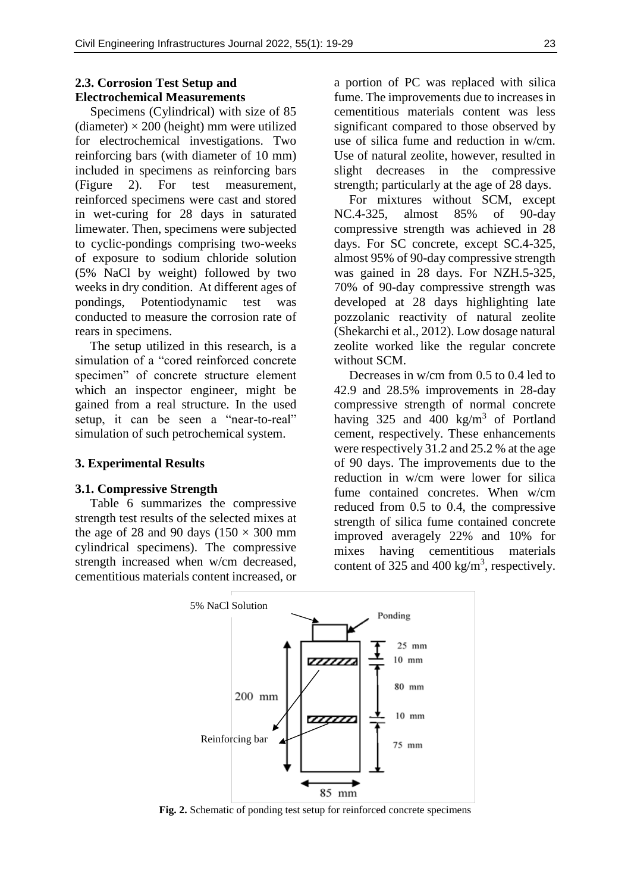### 2.3. Corrosion Test Setup and Electrochemical Measurements

Specimens (Cylindrical) with size of 85 (diameter) × 200 (height) mm were utilized for electrochemical investigations. Two reinforcing bars (with diameter of 10 mm) included in specimens as reinforcing bars (Figure 2). For test measurement, reinforced specimens were cast and stored in wet-curing for 28 days in saturated limewater. Then, specimens were subjected to cyclic-pondings comprising two-weeks of exposure to sodium chloride solution (5% NaCl by weight) followed by two weeks in dry condition. At different ages of pondings, Potentiodynamic test was conducted to measure the corrosion rate of rears in specimens.

The setup utilized in this research, is a simulation of a "cored reinforced concrete specimen" of concrete structure element which an inspector engineer, might be gained from a real structure. In the used setup, it can be seen a "near-to-real" simulation of such petrochemical system.

## 3. Experimental Results

### 3.1. Compressive Strength

Table 6 summarizes the compressive strength test results of the selected mixes at the age of 28 and 90 days (150 × 300 mm cylindrical specimens). The compressive strength increased when w/cm decreased, cementitious materials content increased, or a portion of PC was replaced with silica fume. The improvements due to increases in cementitious materials content was less significant compared to those observed by use of silica fume and reduction in w/cm. Use of natural zeolite, however, resulted in slight decreases in the compressive strength; particularly at the age of 28 days.

For mixtures without SCM, except NC.4-325, almost 85% of 90-day compressive strength was achieved in 28 days. For SC concrete, except SC.4-325, almost 95% of 90-day compressive strength was gained in 28 days. For NZH.5-325, 70% of 90-day compressive strength was developed at 28 days highlighting late pozzolanic reactivity of natural zeolite (Shekarchi et al., 2012). Low dosage natural zeolite worked like the regular concrete without SCM.

Decreases in w/cm from 0.5 to 0.4 led to 42.9 and 28.5% improvements in 28-day compressive strength of normal concrete having 325 and 400 kg/m$^3$ of Portland cement, respectively. These enhancements were respectively 31.2 and 25.2 % at the age of 90 days. The improvements due to the reduction in w/cm were lower for silica fume contained concretes. When w/cm reduced from 0.5 to 0.4, the compressive strength of silica fume contained concrete improved averagely 22% and 10% for mixes having cementitious materials content of 325 and 400 kg/m$^3$, respectively.

**Fig. 2.** Schematic of ponding test setup for reinforced concrete specimens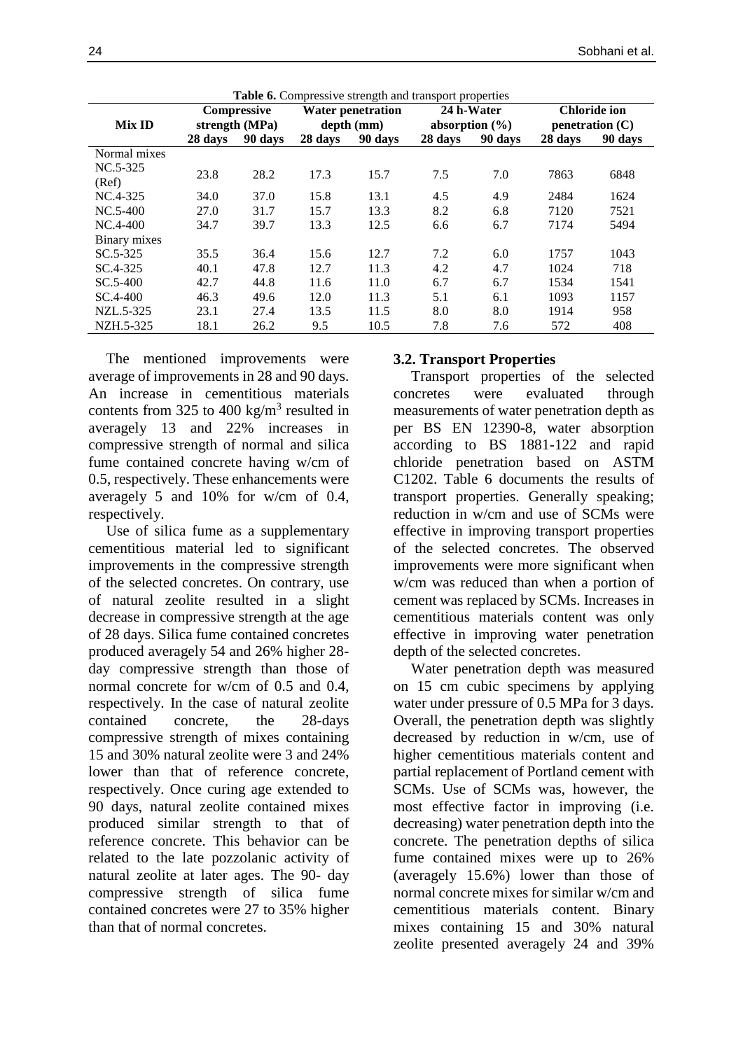**Table 6.** Compressive strength and transport properties

| Mix ID | Compressive strength (MPa) | | Water penetration depth (mm) | | 24 h-Water absorption (%) | | Chloride ion penetration (C) | |
|---|---|---|---|---|---|---|---|---|
| | 28 days | 90 days | 28 days | 90 days | 28 days | 90 days | 28 days | 90 days |
| Normal mixes | | | | | | | | |
| NC.5-325 (Ref) | 23.8 | 28.2 | 17.3 | 15.7 | 7.5 | 7.0 | 7863 | 6848 |
| NC.4-325 | 34.0 | 37.0 | 15.8 | 13.1 | 4.5 | 4.9 | 2484 | 1624 |
| NC.5-400 | 27.0 | 31.7 | 15.7 | 13.3 | 8.2 | 6.8 | 7120 | 7521 |
| NC.4-400 | 34.7 | 39.7 | 13.3 | 12.5 | 6.6 | 6.7 | 7174 | 5494 |
| Binary mixes | | | | | | | | |
| SC.5-325 | 35.5 | 36.4 | 15.6 | 12.7 | 7.2 | 6.0 | 1757 | 1043 |
| SC.4-325 | 40.1 | 47.8 | 12.7 | 11.3 | 4.2 | 4.7 | 1024 | 718 |
| SC.5-400 | 42.7 | 44.8 | 11.6 | 11.0 | 6.7 | 6.7 | 1534 | 1541 |
| SC.4-400 | 46.3 | 49.6 | 12.0 | 11.3 | 5.1 | 6.1 | 1093 | 1157 |
| NZL.5-325 | 23.1 | 27.4 | 13.5 | 11.5 | 8.0 | 8.0 | 1914 | 958 |
| NZH.5-325 | 18.1 | 26.2 | 9.5 | 10.5 | 7.8 | 7.6 | 572 | 408 |

The mentioned improvements were average of improvements in 28 and 90 days. An increase in cementitious materials contents from 325 to 400 kg/m$^3$ resulted in averagely 13 and 22% increases in compressive strength of normal and silica fume contained concrete having w/cm of 0.5, respectively. These enhancements were averagely 5 and 10% for w/cm of 0.4, respectively.

Use of silica fume as a supplementary cementitious material led to significant improvements in the compressive strength of the selected concretes. On contrary, use of natural zeolite resulted in a slight decrease in compressive strength at the age of 28 days. Silica fume contained concretes produced averagely 54 and 26% higher 28-day compressive strength than those of normal concrete for w/cm of 0.5 and 0.4, respectively. In the case of natural zeolite contained concrete, the 28-days compressive strength of mixes containing 15 and 30% natural zeolite were 3 and 24% lower than that of reference concrete, respectively. Once curing age extended to 90 days, natural zeolite contained mixes produced similar strength to that of reference concrete. This behavior can be related to the late pozzolanic activity of natural zeolite at later ages. The 90- day compressive strength of silica fume contained concretes were 27 to 35% higher than that of normal concretes.

### 3.2. Transport Properties

Transport properties of the selected concretes were evaluated through measurements of water penetration depth as per BS EN 12390-8, water absorption according to BS 1881-122 and rapid chloride penetration based on ASTM C1202. Table 6 documents the results of transport properties. Generally speaking; reduction in w/cm and use of SCMs were effective in improving transport properties of the selected concretes. The observed improvements were more significant when w/cm was reduced than when a portion of cement was replaced by SCMs. Increases in cementitious materials content was only effective in improving water penetration depth of the selected concretes.

Water penetration depth was measured on 15 cm cubic specimens by applying water under pressure of 0.5 MPa for 3 days. Overall, the penetration depth was slightly decreased by reduction in w/cm, use of higher cementitious materials content and partial replacement of Portland cement with SCMs. Use of SCMs was, however, the most effective factor in improving (i.e. decreasing) water penetration depth into the concrete. The penetration depths of silica fume contained mixes were up to 26% (averagely 15.6%) lower than those of normal concrete mixes for similar w/cm and cementitious materials content. Binary mixes containing 15 and 30% natural zeolite presented averagely 24 and 39%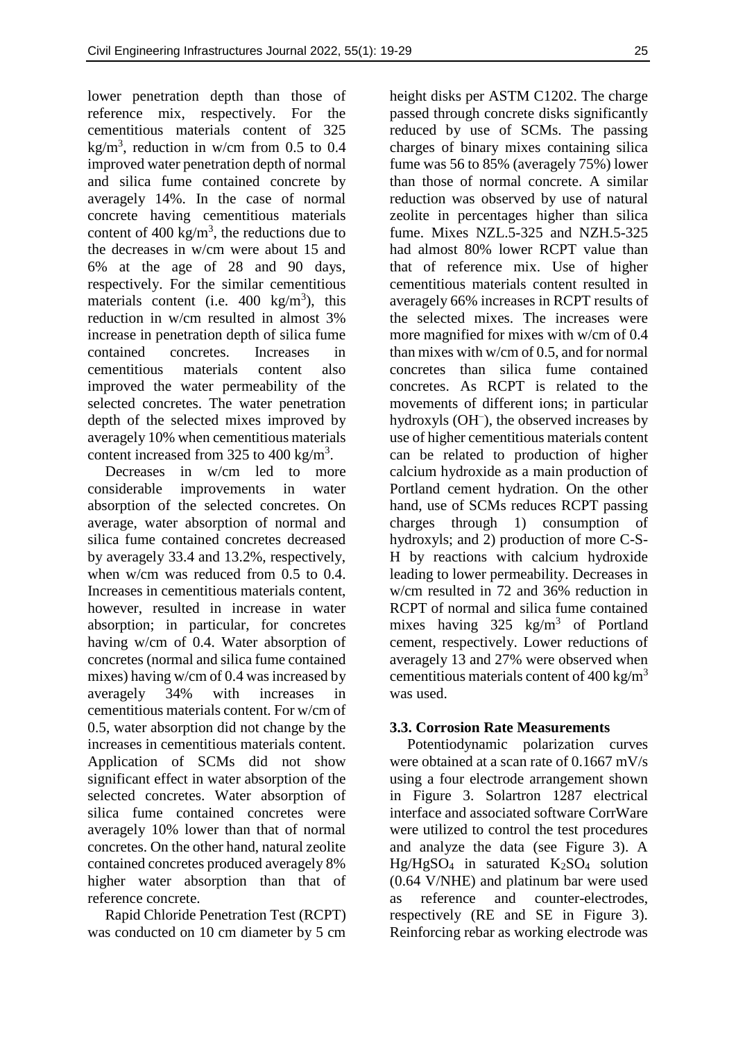lower penetration depth than those of reference mix, respectively. For the cementitious materials content of 325 kg/m$^3$, reduction in w/cm from 0.5 to 0.4 improved water penetration depth of normal and silica fume contained concrete by averagely 14%. In the case of normal concrete having cementitious materials content of 400 kg/m$^3$, the reductions due to the decreases in w/cm were about 15 and 6% at the age of 28 and 90 days, respectively. For the similar cementitious materials content (i.e. 400 kg/m$^3$), this reduction in w/cm resulted in almost 3% increase in penetration depth of silica fume contained concretes. Increases in cementitious materials content also improved the water permeability of the selected concretes. The water penetration depth of the selected mixes improved by averagely 10% when cementitious materials content increased from 325 to 400 kg/m$^3$.

Decreases in w/cm led to more considerable improvements in water absorption of the selected concretes. On average, water absorption of normal and silica fume contained concretes decreased by averagely 33.4 and 13.2%, respectively, when w/cm was reduced from 0.5 to 0.4. Increases in cementitious materials content, however, resulted in increase in water absorption; in particular, for concretes having w/cm of 0.4. Water absorption of concretes (normal and silica fume contained mixes) having w/cm of 0.4 was increased by averagely 34% with increases in cementitious materials content. For w/cm of 0.5, water absorption did not change by the increases in cementitious materials content. Application of SCMs did not show significant effect in water absorption of the selected concretes. Water absorption of silica fume contained concretes were averagely 10% lower than that of normal concretes. On the other hand, natural zeolite contained concretes produced averagely 8% higher water absorption than that of reference concrete.

Rapid Chloride Penetration Test (RCPT) was conducted on 10 cm diameter by 5 cm height disks per ASTM C1202. The charge passed through concrete disks significantly reduced by use of SCMs. The passing charges of binary mixes containing silica fume was 56 to 85% (averagely 75%) lower than those of normal concrete. A similar reduction was observed by use of natural zeolite in percentages higher than silica fume. Mixes NZL.5-325 and NZH.5-325 had almost 80% lower RCPT value than that of reference mix. Use of higher cementitious materials content resulted in averagely 66% increases in RCPT results of the selected mixes. The increases were more magnified for mixes with w/cm of 0.4 than mixes with w/cm of 0.5, and for normal concretes than silica fume contained concretes. As RCPT is related to the movements of different ions; in particular hydroxyls ($OH^-$), the observed increases by use of higher cementitious materials content can be related to production of higher calcium hydroxide as a main production of Portland cement hydration. On the other hand, use of SCMs reduces RCPT passing charges through 1) consumption of hydroxyls; and 2) production of more C-S-H by reactions with calcium hydroxide leading to lower permeability. Decreases in w/cm resulted in 72 and 36% reduction in RCPT of normal and silica fume contained mixes having 325 kg/m$^3$ of Portland cement, respectively. Lower reductions of averagely 13 and 27% were observed when cementitious materials content of 400 kg/m$^3$ was used.

### 3.3. Corrosion Rate Measurements

Potentiodynamic polarization curves were obtained at a scan rate of 0.1667 mV/s using a four electrode arrangement shown in Figure 3. Solartron 1287 electrical interface and associated software CorrWare were utilized to control the test procedures and analyze the data (see Figure 3). A $Hg/HgSO_4$ in saturated $K_2SO_4$ solution (0.64 V/NHE) and platinum bar were used as reference and counter-electrodes, respectively (RE and SE in Figure 3). Reinforcing rebar as working electrode was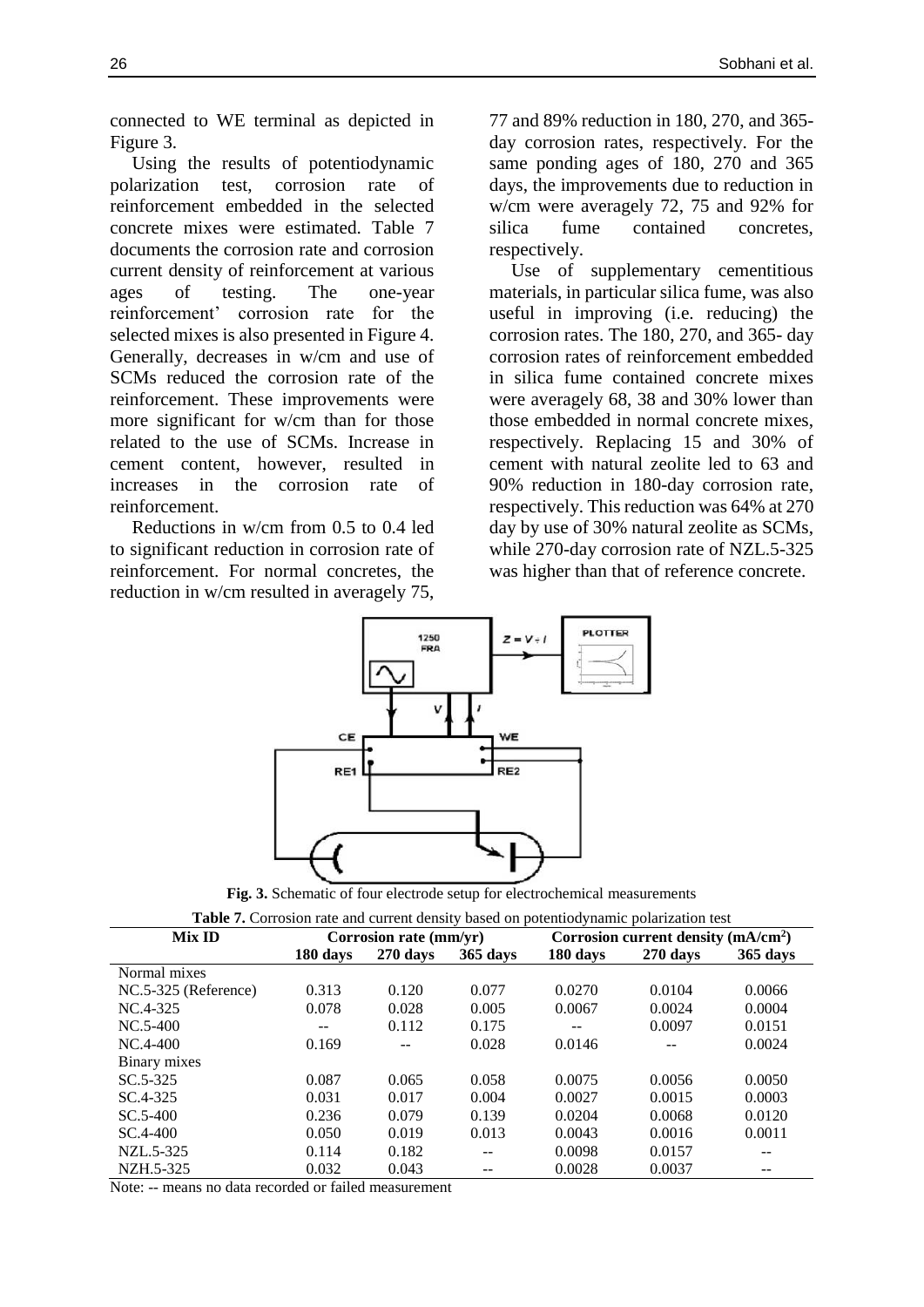connected to WE terminal as depicted in Figure 3.

Using the results of potentiodynamic polarization test, corrosion rate of reinforcement embedded in the selected concrete mixes were estimated. Table 7 documents the corrosion rate and corrosion current density of reinforcement at various ages of testing. The one-year reinforcement' corrosion rate for the selected mixes is also presented in Figure 4. Generally, decreases in w/cm and use of SCMs reduced the corrosion rate of the reinforcement. These improvements were more significant for w/cm than for those related to the use of SCMs. Increase in cement content, however, resulted in increases in the corrosion rate of reinforcement.

Reductions in w/cm from 0.5 to 0.4 led to significant reduction in corrosion rate of reinforcement. For normal concretes, the reduction in w/cm resulted in averagely 75, 77 and 89% reduction in 180, 270, and 365-day corrosion rates, respectively. For the same ponding ages of 180, 270 and 365 days, the improvements due to reduction in w/cm were averagely 72, 75 and 92% for silica fume contained concretes, respectively.

Use of supplementary cementitious materials, in particular silica fume, was also useful in improving (i.e. reducing) the corrosion rates. The 180, 270, and 365- day corrosion rates of reinforcement embedded in silica fume contained concrete mixes were averagely 68, 38 and 30% lower than those embedded in normal concrete mixes, respectively. Replacing 15 and 30% of cement with natural zeolite led to 63 and 90% reduction in 180-day corrosion rate, respectively. This reduction was 64% at 270 day by use of 30% natural zeolite as SCMs, while 270-day corrosion rate of NZL.5-325 was higher than that of reference concrete.

**Fig. 3.** Schematic of four electrode setup for electrochemical measurements

**Table 7.** Corrosion rate and current density based on potentiodynamic polarization test

| Mix ID | Corrosion rate (mm/yr) | | | Corrosion current density (mA/cm$^2$) | | |
|---|---|---|---|---|---|---|
| | 180 days | 270 days | 365 days | 180 days | 270 days | 365 days |
| Normal mixes | | | | | | |
| NC.5-325 (Reference) | 0.313 | 0.120 | 0.077 | 0.0270 | 0.0104 | 0.0066 |
| NC.4-325 | 0.078 | 0.028 | 0.005 | 0.0067 | 0.0024 | 0.0004 |
| NC.5-400 | -- | 0.112 | 0.175 | -- | 0.0097 | 0.0151 |
| NC.4-400 | 0.169 | -- | 0.028 | 0.0146 | -- | 0.0024 |
| Binary mixes | | | | | | |
| SC.5-325 | 0.087 | 0.065 | 0.058 | 0.0075 | 0.0056 | 0.0050 |
| SC.4-325 | 0.031 | 0.017 | 0.004 | 0.0027 | 0.0015 | 0.0003 |
| SC.5-400 | 0.236 | 0.079 | 0.139 | 0.0204 | 0.0068 | 0.0120 |
| SC.4-400 | 0.050 | 0.019 | 0.013 | 0.0043 | 0.0016 | 0.0011 |
| NZL.5-325 | 0.114 | 0.182 | -- | 0.0098 | 0.0157 | -- |
| NZH.5-325 | 0.032 | 0.043 | -- | 0.0028 | 0.0037 | -- |

Note: -- means no data recorded or failed measurement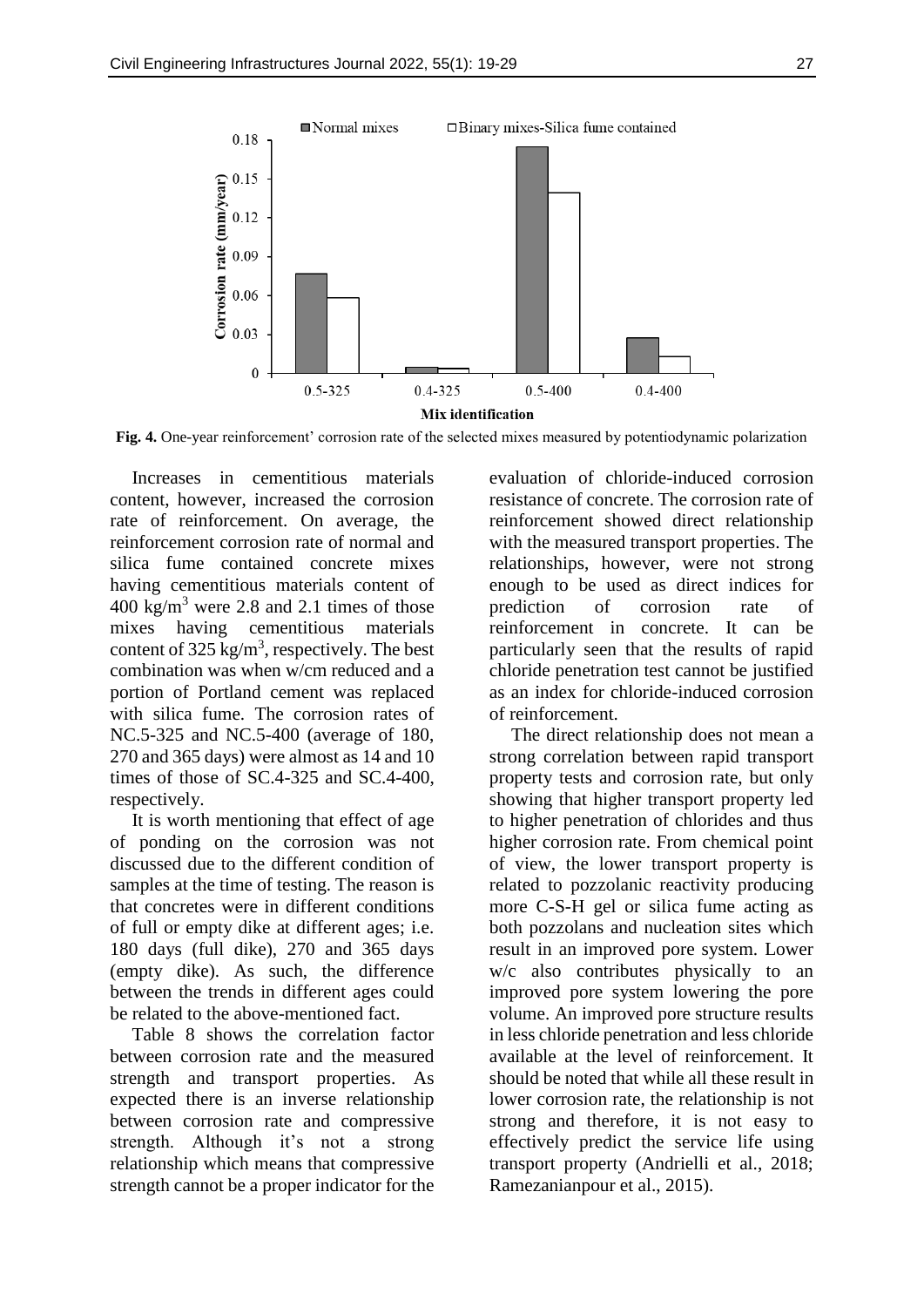**Fig. 4.** One-year reinforcement' corrosion rate of the selected mixes measured by potentiodynamic polarization

Increases in cementitious materials content, however, increased the corrosion rate of reinforcement. On average, the reinforcement corrosion rate of normal and silica fume contained concrete mixes having cementitious materials content of 400 kg/m$^3$ were 2.8 and 2.1 times of those mixes having cementitious materials content of 325 kg/m$^3$, respectively. The best combination was when w/cm reduced and a portion of Portland cement was replaced with silica fume. The corrosion rates of NC.5-325 and NC.5-400 (average of 180, 270 and 365 days) were almost as 14 and 10 times of those of SC.4-325 and SC.4-400, respectively.

It is worth mentioning that effect of age of ponding on the corrosion was not discussed due to the different condition of samples at the time of testing. The reason is that concretes were in different conditions of full or empty dike at different ages; i.e. 180 days (full dike), 270 and 365 days (empty dike). As such, the difference between the trends in different ages could be related to the above-mentioned fact.

Table 8 shows the correlation factor between corrosion rate and the measured strength and transport properties. As expected there is an inverse relationship between corrosion rate and compressive strength. Although it's not a strong relationship which means that compressive strength cannot be a proper indicator for the evaluation of chloride-induced corrosion resistance of concrete. The corrosion rate of reinforcement showed direct relationship with the measured transport properties. The relationships, however, were not strong enough to be used as direct indices for prediction of corrosion rate of reinforcement in concrete. It can be particularly seen that the results of rapid chloride penetration test cannot be justified as an index for chloride-induced corrosion of reinforcement.

The direct relationship does not mean a strong correlation between rapid transport property tests and corrosion rate, but only showing that higher transport property led to higher penetration of chlorides and thus higher corrosion rate. From chemical point of view, the lower transport property is related to pozzolanic reactivity producing more C-S-H gel or silica fume acting as both pozzolans and nucleation sites which result in an improved pore system. Lower w/c also contributes physically to an improved pore system lowering the pore volume. An improved pore structure results in less chloride penetration and less chloride available at the level of reinforcement. It should be noted that while all these result in lower corrosion rate, the relationship is not strong and therefore, it is not easy to effectively predict the service life using transport property (Andrielli et al., 2018; Ramezanianpour et al., 2015).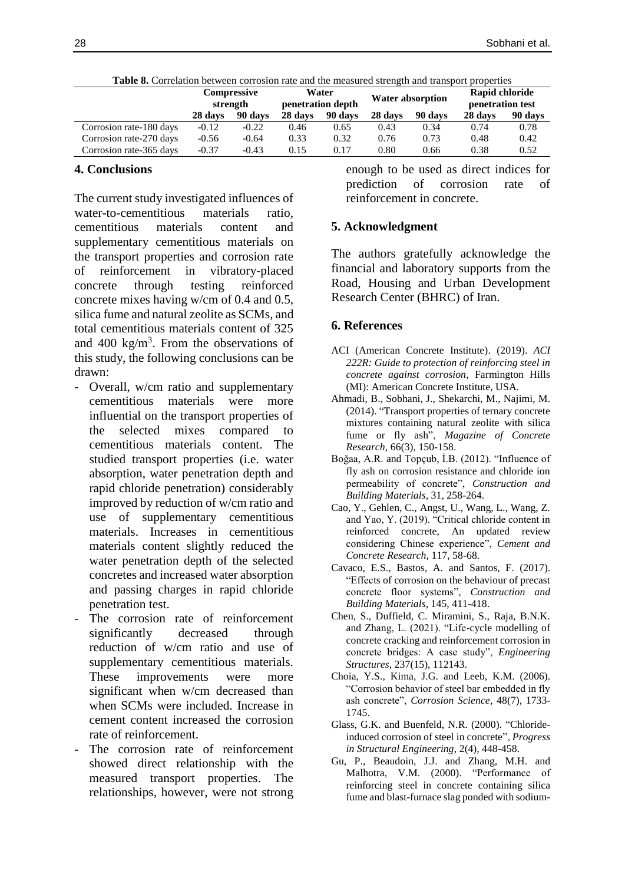**Table 8.** Correlation between corrosion rate and the measured strength and transport properties

| | Compressive strength | | Water penetration depth | | Water absorption | | Rapid chloride penetration test | |
|---|---|---|---|---|---|---|---|---|
| | 28 days | 90 days | 28 days | 90 days | 28 days | 90 days | 28 days | 90 days |
| Corrosion rate-180 days | -0.12 | -0.22 | 0.46 | 0.65 | 0.43 | 0.34 | 0.74 | 0.78 |
| Corrosion rate-270 days | -0.56 | -0.64 | 0.33 | 0.32 | 0.76 | 0.73 | 0.48 | 0.42 |
| Corrosion rate-365 days | -0.37 | -0.43 | 0.15 | 0.17 | 0.80 | 0.66 | 0.38 | 0.52 |

## 4. Conclusions

The current study investigated influences of water-to-cementitious materials ratio, cementitious materials content and supplementary cementitious materials on the transport properties and corrosion rate of reinforcement in vibratory-placed concrete through testing reinforced concrete mixes having w/cm of 0.4 and 0.5, silica fume and natural zeolite as SCMs, and total cementitious materials content of 325 and 400 $kg/m^3$. From the observations of this study, the following conclusions can be drawn:

- Overall, w/cm ratio and supplementary cementitious materials were more influential on the transport properties of the selected mixes compared to cementitious materials content. The studied transport properties (i.e. water absorption, water penetration depth and rapid chloride penetration) considerably improved by reduction of w/cm ratio and use of supplementary cementitious materials. Increases in cementitious materials content slightly reduced the water penetration depth of the selected concretes and increased water absorption and passing charges in rapid chloride penetration test.
- The corrosion rate of reinforcement significantly decreased through reduction of w/cm ratio and use of supplementary cementitious materials. These improvements were more significant when w/cm decreased than when SCMs were included. Increase in cement content increased the corrosion rate of reinforcement.
- The corrosion rate of reinforcement showed direct relationship with the measured transport properties. The relationships, however, were not strong enough to be used as direct indices for prediction of corrosion rate of reinforcement in concrete.

## 5. Acknowledgment

The authors gratefully acknowledge the financial and laboratory supports from the Road, Housing and Urban Development Research Center (BHRC) of Iran.

## 6. References

ACI (American Concrete Institute). (2019). *ACI 222R: Guide to protection of reinforcing steel in concrete against corrosion*, Farmington Hills (MI): American Concrete Institute, USA.

Ahmadi, B., Sobhani, J., Shekarchi, M., Najimi, M. (2014). "Transport properties of ternary concrete mixtures containing natural zeolite with silica fume or fly ash", *Magazine of Concrete Research*, 66(3), 150-158.

Boğaa, A.R. and Topçub, İ.B. (2012). "Influence of fly ash on corrosion resistance and chloride ion permeability of concrete", *Construction and Building Materials*, 31, 258-264.

Cao, Y., Gehlen, C., Angst, U., Wang, L., Wang, Z. and Yao, Y. (2019). "Critical chloride content in reinforced concrete, An updated review considering Chinese experience", *Cement and Concrete Research*, 117, 58-68.

Cavaco, E.S., Bastos, A. and Santos, F. (2017). "Effects of corrosion on the behaviour of precast concrete floor systems", *Construction and Building Materials*, 145, 411-418.

Chen, S., Duffield, C. Miramini, S., Raja, B.N.K. and Zhang, L. (2021). "Life-cycle modelling of concrete cracking and reinforcement corrosion in concrete bridges: A case study", *Engineering Structures*, 237(15), 112143.

Choia, Y.S., Kima, J.G. and Leeb, K.M. (2006). "Corrosion behavior of steel bar embedded in fly ash concrete", *Corrosion Science*, 48(7), 1733-1745.

Glass, G.K. and Buenfeld, N.R. (2000). "Chloride-induced corrosion of steel in concrete", *Progress in Structural Engineering*, 2(4), 448-458.

Gu, P., Beaudoin, J.J. and Zhang, M.H. and Malhotra, V.M. (2000). "Performance of reinforcing steel in concrete containing silica fume and blast-furnace slag ponded with sodium-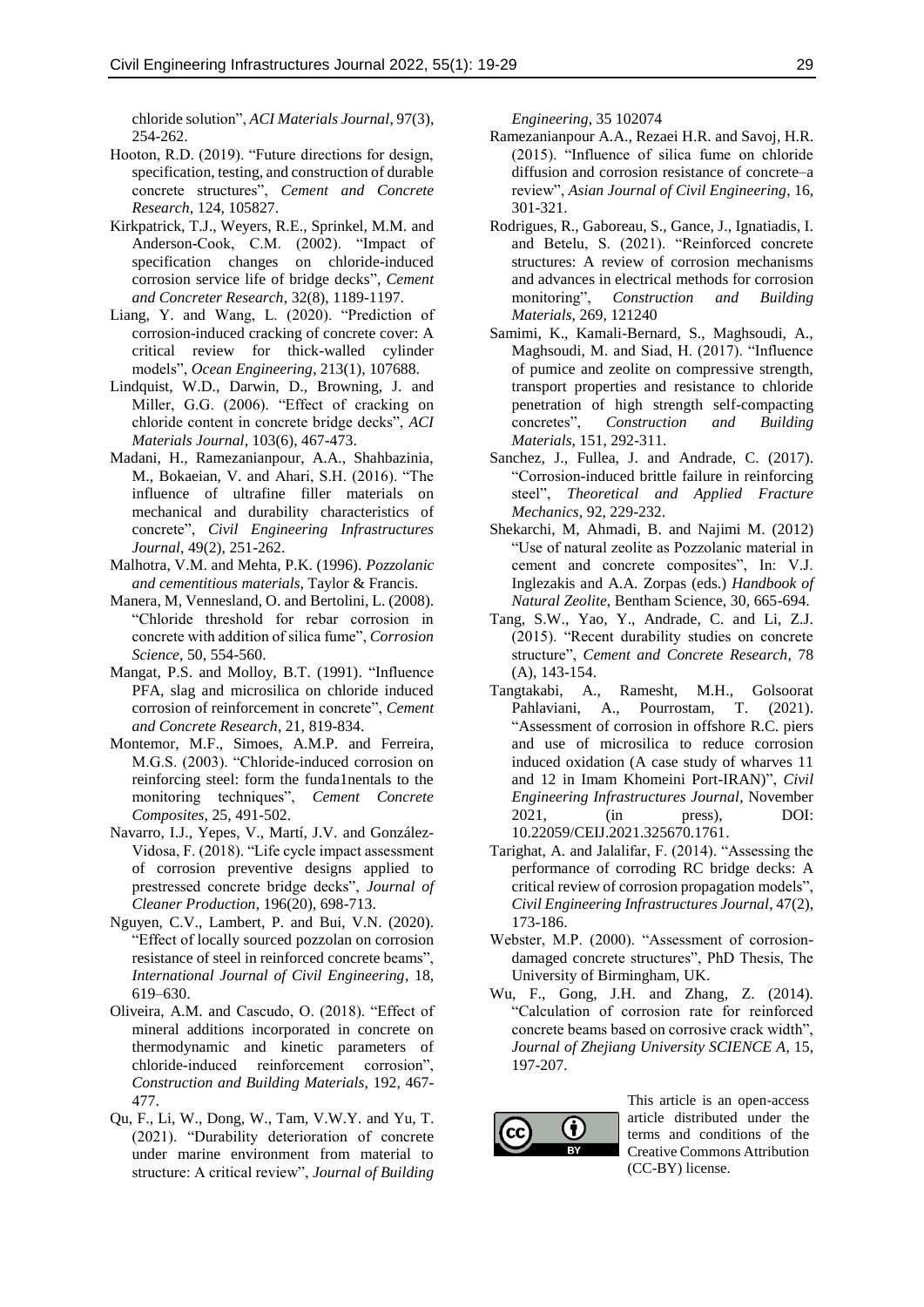chloride solution", *ACI Materials Journal*, 97(3), 254-262.

Hooton, R.D. (2019). "Future directions for design, specification, testing, and construction of durable concrete structures", *Cement and Concrete Research*, 124, 105827.

Kirkpatrick, T.J., Weyers, R.E., Sprinkel, M.M. and Anderson-Cook, C.M. (2002). "Impact of specification changes on chloride-induced corrosion service life of bridge decks", *Cement and Concreter Research*, 32(8), 1189-1197.

Liang, Y. and Wang, L. (2020). "Prediction of corrosion-induced cracking of concrete cover: A critical review for thick-walled cylinder models", *Ocean Engineering*, 213(1), 107688.

Lindquist, W.D., Darwin, D., Browning, J. and Miller, G.G. (2006). "Effect of cracking on chloride content in concrete bridge decks", *ACI Materials Journal*, 103(6), 467-473.

Madani, H., Ramezanianpour, A.A., Shahbazinia, M., Bokaeian, V. and Ahari, S.H. (2016). "The influence of ultrafine filler materials on mechanical and durability characteristics of concrete", *Civil Engineering Infrastructures Journal*, 49(2), 251-262.

Malhotra, V.M. and Mehta, P.K. (1996). *Pozzolanic and cementitious materials*, Taylor & Francis.

Manera, M, Vennesland, O. and Bertolini, L. (2008). "Chloride threshold for rebar corrosion in concrete with addition of silica fume", *Corrosion Science*, 50, 554-560.

Mangat, P.S. and Molloy, B.T. (1991). "Influence PFA, slag and microsilica on chloride induced corrosion of reinforcement in concrete", *Cement and Concrete Research*, 21, 819-834.

Montemor, M.F., Simoes, A.M.P. and Ferreira, M.G.S. (2003). "Chloride-induced corrosion on reinforcing steel: form the funda1nentals to the monitoring techniques", *Cement Concrete Composites*, 25, 491-502.

Navarro, I.J., Yepes, V., Martí, J.V. and González-Vidosa, F. (2018). "Life cycle impact assessment of corrosion preventive designs applied to prestressed concrete bridge decks", *Journal of Cleaner Production*, 196(20), 698-713.

Nguyen, C.V., Lambert, P. and Bui, V.N. (2020). "Effect of locally sourced pozzolan on corrosion resistance of steel in reinforced concrete beams", *International Journal of Civil Engineering*, 18, 619–630.

Oliveira, A.M. and Cascudo, O. (2018). "Effect of mineral additions incorporated in concrete on thermodynamic and kinetic parameters of chloride-induced reinforcement corrosion", *Construction and Building Materials*, 192, 467-477.

Qu, F., Li, W., Dong, W., Tam, V.W.Y. and Yu, T. (2021). "Durability deterioration of concrete under marine environment from material to structure: A critical review", *Journal of Building Engineering*, 35 102074

Ramezanianpour A.A., Rezaei H.R. and Savoj, H.R. (2015). "Influence of silica fume on chloride diffusion and corrosion resistance of concrete–a review", *Asian Journal of Civil Engineering*, 16, 301-321.

Rodrigues, R., Gaboreau, S., Gance, J., Ignatiadis, I. and Betelu, S. (2021). "Reinforced concrete structures: A review of corrosion mechanisms and advances in electrical methods for corrosion monitoring", *Construction and Building Materials*, 269, 121240

Samimi, K., Kamali-Bernard, S., Maghsoudi, A., Maghsoudi, M. and Siad, H. (2017). "Influence of pumice and zeolite on compressive strength, transport properties and resistance to chloride penetration of high strength self-compacting concretes", *Construction and Building Materials*, 151, 292-311.

Sanchez, J., Fullea, J. and Andrade, C. (2017). "Corrosion-induced brittle failure in reinforcing steel", *Theoretical and Applied Fracture Mechanics*, 92, 229-232.

Shekarchi, M, Ahmadi, B. and Najimi M. (2012) "Use of natural zeolite as Pozzolanic material in cement and concrete composites", In: V.J. Inglezakis and A.A. Zorpas (eds.) *Handbook of Natural Zeolite*, Bentham Science, 30, 665-694.

Tang, S.W., Yao, Y., Andrade, C. and Li, Z.J. (2015). "Recent durability studies on concrete structure", *Cement and Concrete Research*, 78 (A), 143-154.

Tangtakabi, A., Ramesht, M.H., Golsoorat Pahlaviani, A., Pourrostam, T. (2021). "Assessment of corrosion in offshore R.C. piers and use of microsilica to reduce corrosion induced oxidation (A case study of wharves 11 and 12 in Imam Khomeini Port-IRAN)", *Civil Engineering Infrastructures Journal*, November 2021, (in press), DOI: 10.22059/CEIJ.2021.325670.1761.

Tarighat, A. and Jalalifar, F. (2014). "Assessing the performance of corroding RC bridge decks: A critical review of corrosion propagation models", *Civil Engineering Infrastructures Journal*, 47(2), 173-186.

Webster, M.P. (2000). "Assessment of corrosion-damaged concrete structures", PhD Thesis, The University of Birmingham, UK.

Wu, F., Gong, J.H. and Zhang, Z. (2014). "Calculation of corrosion rate for reinforced concrete beams based on corrosive crack width", *Journal of Zhejiang University SCIENCE A*, 15, 197-207.

This article is an open-access article distributed under the terms and conditions of the Creative Commons Attribution (CC-BY) license.